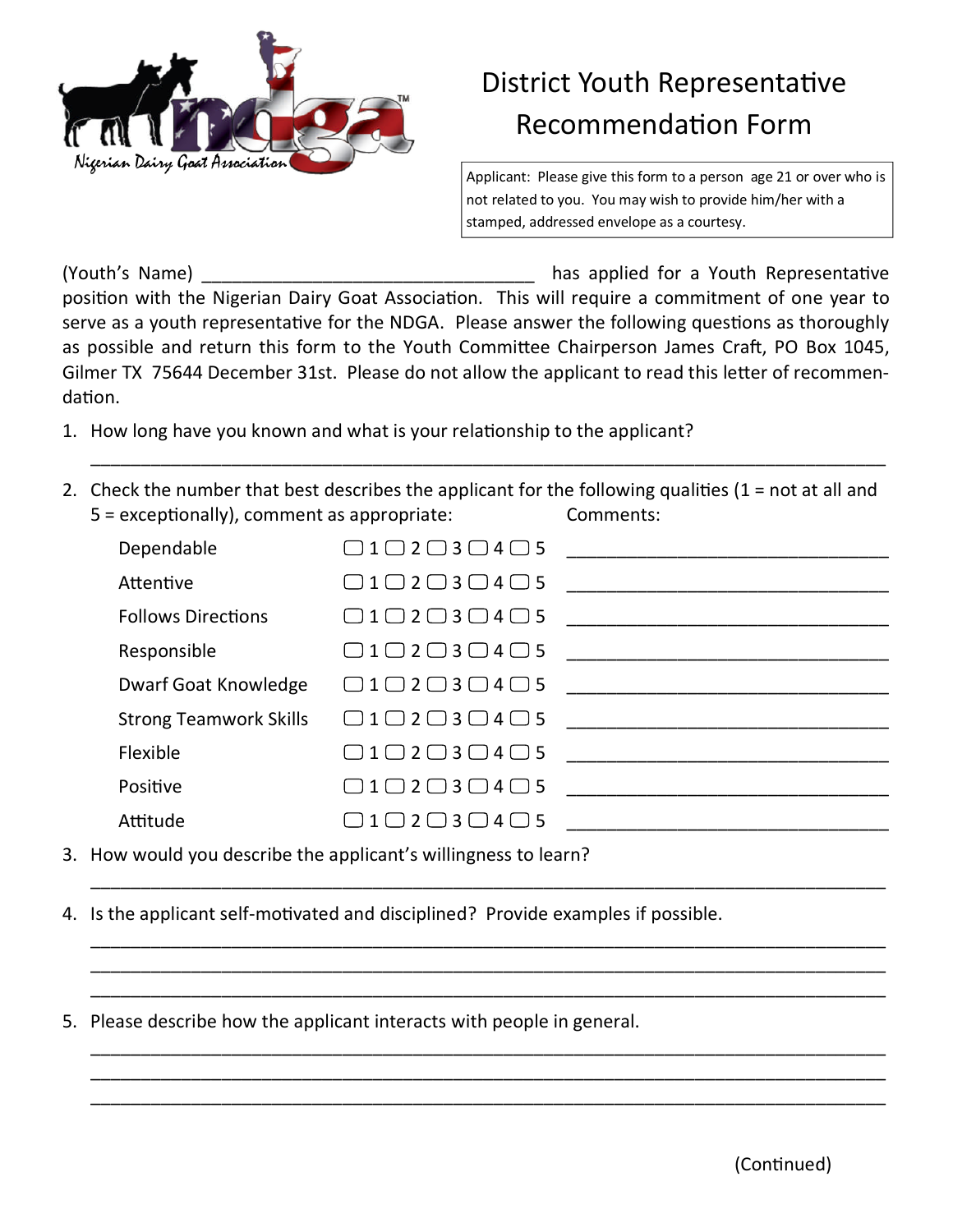Nigerian Dairy Goat Association

# District Youth Representative Recommendation Form

Applicant: Please give this form to a person age 21 or over who is not related to you. You may wish to provide him/her with a stamped, addressed envelope as a courtesy.

(Youth's Name) _________________________________ has applied for a Youth Representative position with the Nigerian Dairy Goat Association. This will require a commitment of one year to serve as a youth representative for the NDGA. Please answer the following questions as thoroughly as possible and return this form to the Youth Committee Chairperson James Craft, PO Box 1045, Gilmer TX 75644 December 31st. Please do not allow the applicant to read this letter of recommendation.

1. How long have you known and what is your relationship to the applicant?

   ___________________________________________________________________________

2. Check the number that best describes the applicant for the following qualities (1 = not at all and 5 = exceptionally), comment as appropriate:

| Quality | Rating | Comments: |
|---|---|---|
| Dependable | ☐ 1 ☐ 2 ☐ 3 ☐ 4 ☐ 5 | ________________________________ |
| Attentive | ☐ 1 ☐ 2 ☐ 3 ☐ 4 ☐ 5 | ________________________________ |
| Follows Directions | ☐ 1 ☐ 2 ☐ 3 ☐ 4 ☐ 5 | ________________________________ |
| Responsible | ☐ 1 ☐ 2 ☐ 3 ☐ 4 ☐ 5 | ________________________________ |
| Dwarf Goat Knowledge | ☐ 1 ☐ 2 ☐ 3 ☐ 4 ☐ 5 | ________________________________ |
| Strong Teamwork Skills | ☐ 1 ☐ 2 ☐ 3 ☐ 4 ☐ 5 | ________________________________ |
| Flexible | ☐ 1 ☐ 2 ☐ 3 ☐ 4 ☐ 5 | ________________________________ |
| Positive | ☐ 1 ☐ 2 ☐ 3 ☐ 4 ☐ 5 | ________________________________ |
| Attitude | ☐ 1 ☐ 2 ☐ 3 ☐ 4 ☐ 5 | ________________________________ |

3. How would you describe the applicant's willingness to learn?

   ___________________________________________________________________________

4. Is the applicant self-motivated and disciplined? Provide examples if possible.

   ___________________________________________________________________________
   ___________________________________________________________________________
   ___________________________________________________________________________

5. Please describe how the applicant interacts with people in general.

   ___________________________________________________________________________
   ___________________________________________________________________________
   ___________________________________________________________________________

(Continued)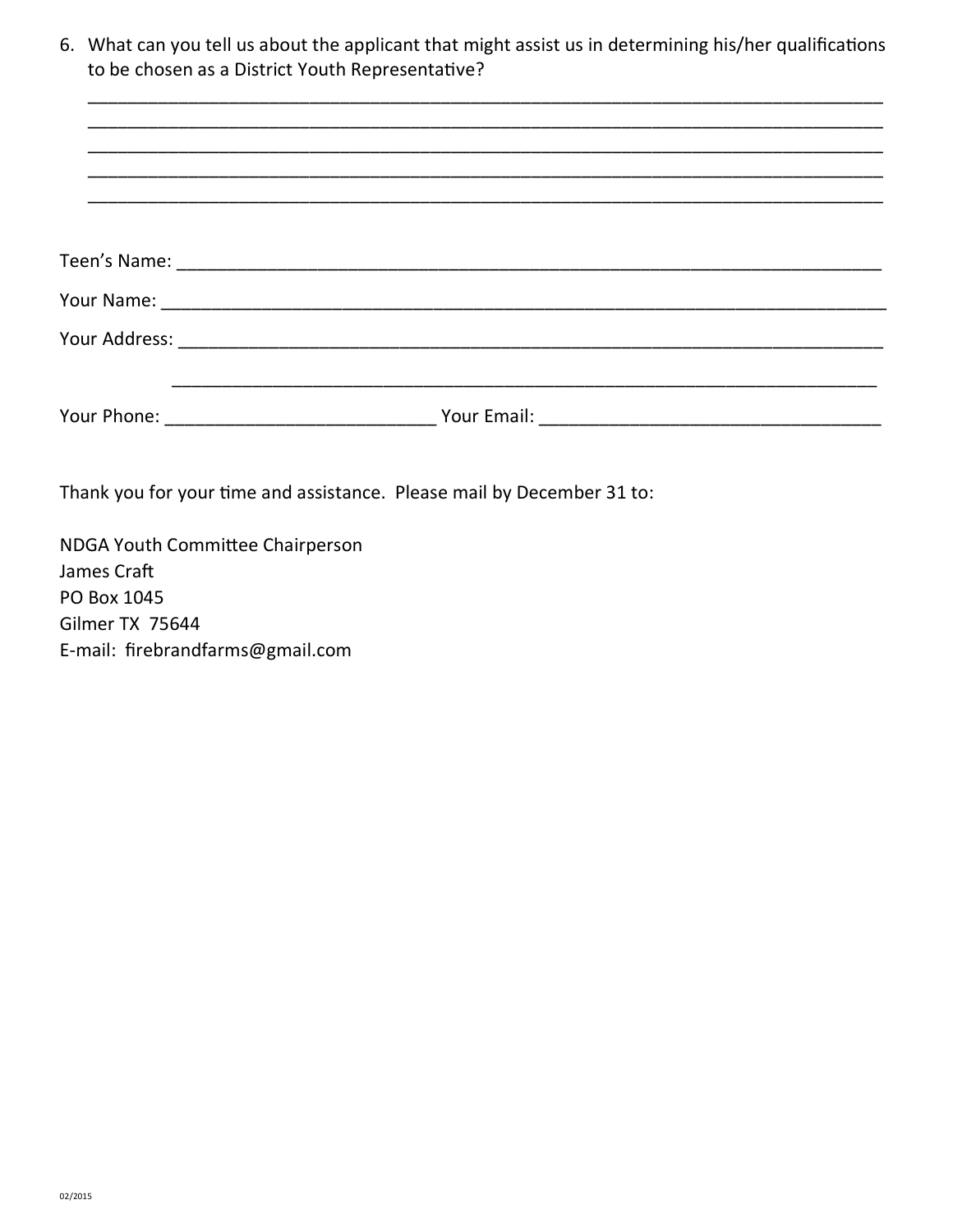6. What can you tell us about the applicant that might assist us in determining his/her qualifications to be chosen as a District Youth Representative?

___________________________________________________________________________________
___________________________________________________________________________________
___________________________________________________________________________________
___________________________________________________________________________________
___________________________________________________________________________________

Teen's Name: ________________________________________________________________________

Your Name: __________________________________________________________________________

Your Address: ________________________________________________________________________

_________________________________________________________________________

Your Phone: ___________________________ Your Email: __________________________________

Thank you for your time and assistance. Please mail by December 31 to:

NDGA Youth Committee Chairperson
James Craft
PO Box 1045
Gilmer TX 75644
E-mail: firebrandfarms@gmail.com

02/2015